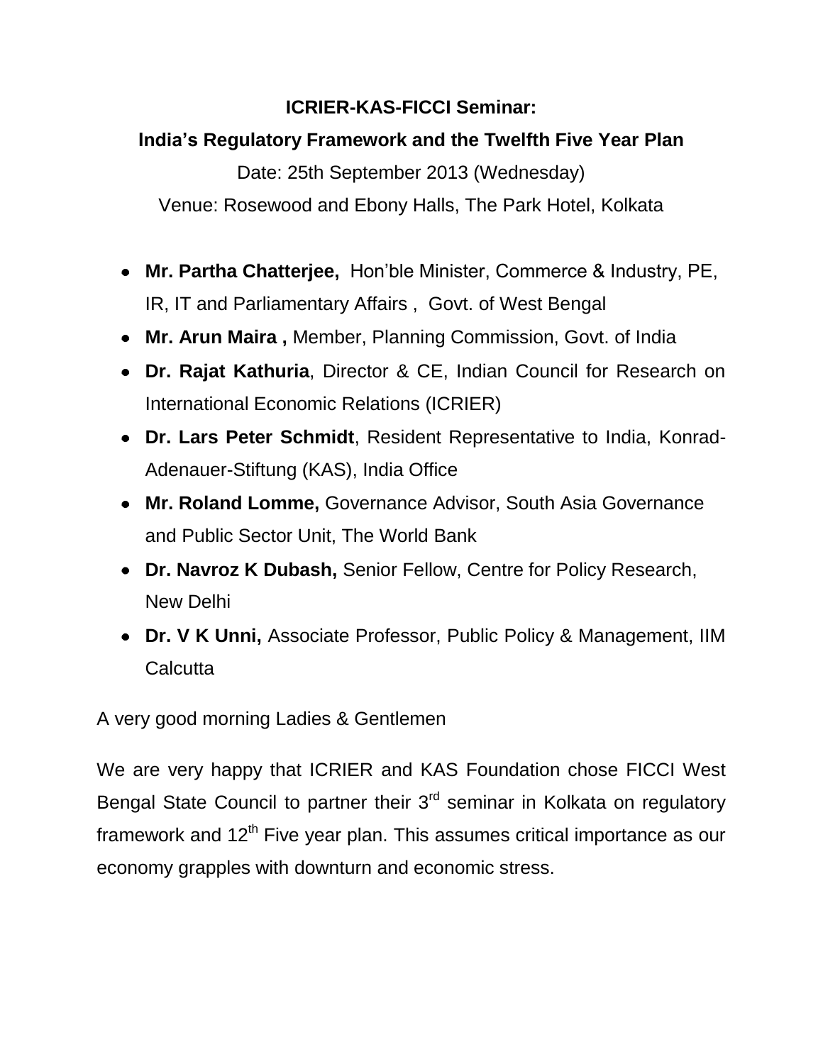**ICRIER-KAS-FICCI Seminar:**

**India's Regulatory Framework and the Twelfth Five Year Plan**

Date: 25th September 2013 (Wednesday)

Venue: Rosewood and Ebony Halls, The Park Hotel, Kolkata

- **Mr. Partha Chatterjee,** Hon'ble Minister, Commerce & Industry, PE, IR, IT and Parliamentary Affairs , Govt. of West Bengal
- **Mr. Arun Maira ,** Member, Planning Commission, Govt. of India
- **Dr. Rajat Kathuria**, Director & CE, Indian Council for Research on International Economic Relations (ICRIER)
- **Dr. Lars Peter Schmidt**, Resident Representative to India, Konrad-Adenauer-Stiftung (KAS), India Office
- **Mr. Roland Lomme,** Governance Advisor, South Asia Governance and Public Sector Unit, The World Bank
- **Dr. Navroz K Dubash,** Senior Fellow, Centre for Policy Research, New Delhi
- **Dr. V K Unni,** Associate Professor, Public Policy & Management, IIM Calcutta

A very good morning Ladies & Gentlemen

We are very happy that ICRIER and KAS Foundation chose FICCI West Bengal State Council to partner their 3rd seminar in Kolkata on regulatory framework and 12th Five year plan. This assumes critical importance as our economy grapples with downturn and economic stress.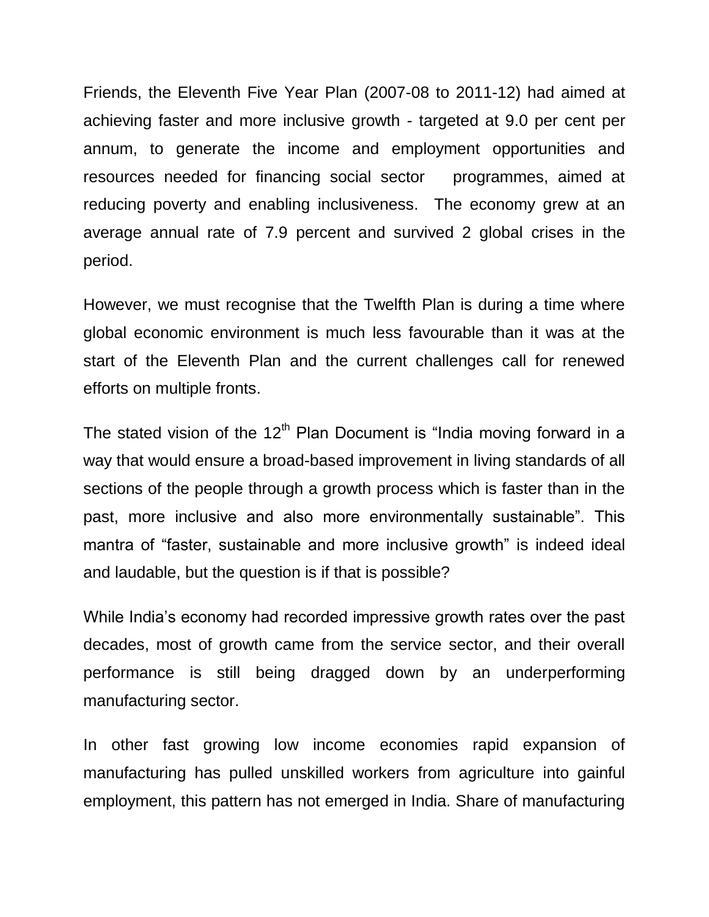Friends, the Eleventh Five Year Plan (2007-08 to 2011-12) had aimed at achieving faster and more inclusive growth - targeted at 9.0 per cent per annum, to generate the income and employment opportunities and resources needed for financing social sector programmes, aimed at reducing poverty and enabling inclusiveness. The economy grew at an average annual rate of 7.9 percent and survived 2 global crises in the period.

However, we must recognise that the Twelfth Plan is during a time where global economic environment is much less favourable than it was at the start of the Eleventh Plan and the current challenges call for renewed efforts on multiple fronts.

The stated vision of the 12th Plan Document is "India moving forward in a way that would ensure a broad-based improvement in living standards of all sections of the people through a growth process which is faster than in the past, more inclusive and also more environmentally sustainable". This mantra of "faster, sustainable and more inclusive growth" is indeed ideal and laudable, but the question is if that is possible?

While India's economy had recorded impressive growth rates over the past decades, most of growth came from the service sector, and their overall performance is still being dragged down by an underperforming manufacturing sector.

In other fast growing low income economies rapid expansion of manufacturing has pulled unskilled workers from agriculture into gainful employment, this pattern has not emerged in India. Share of manufacturing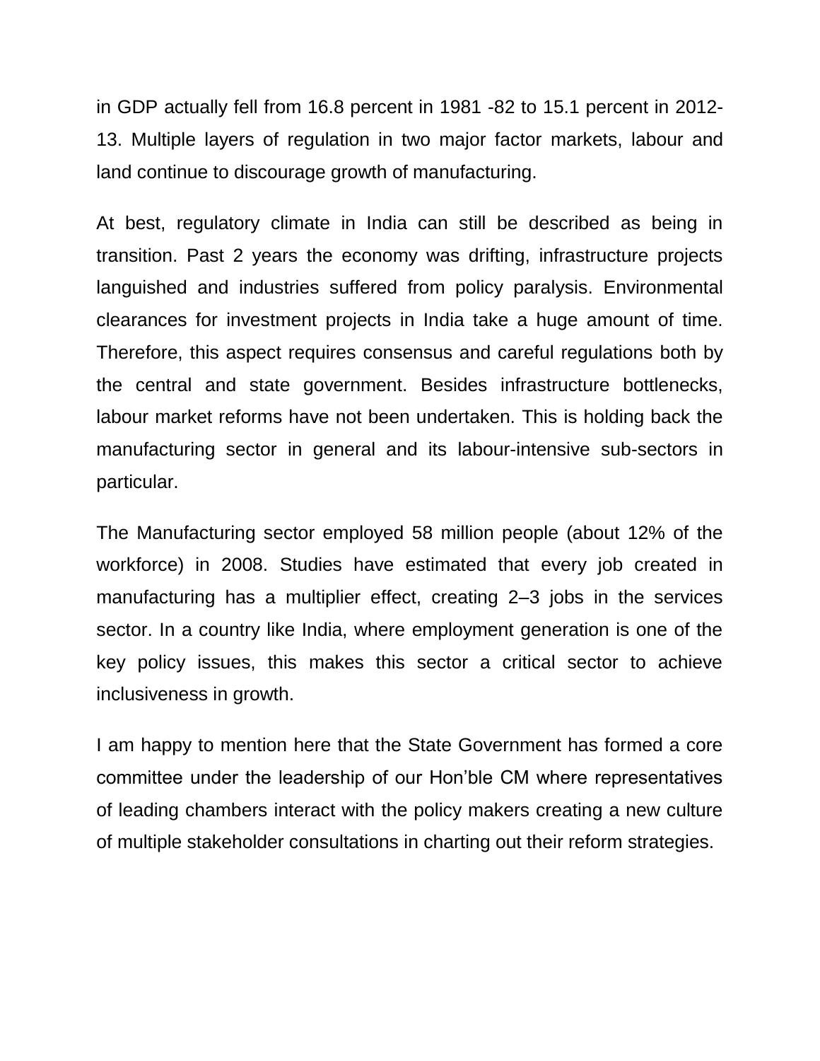in GDP actually fell from 16.8 percent in 1981 -82 to 15.1 percent in 2012-13. Multiple layers of regulation in two major factor markets, labour and land continue to discourage growth of manufacturing.

At best, regulatory climate in India can still be described as being in transition. Past 2 years the economy was drifting, infrastructure projects languished and industries suffered from policy paralysis. Environmental clearances for investment projects in India take a huge amount of time. Therefore, this aspect requires consensus and careful regulations both by the central and state government. Besides infrastructure bottlenecks, labour market reforms have not been undertaken. This is holding back the manufacturing sector in general and its labour-intensive sub-sectors in particular.

The Manufacturing sector employed 58 million people (about 12% of the workforce) in 2008. Studies have estimated that every job created in manufacturing has a multiplier effect, creating 2–3 jobs in the services sector. In a country like India, where employment generation is one of the key policy issues, this makes this sector a critical sector to achieve inclusiveness in growth.

I am happy to mention here that the State Government has formed a core committee under the leadership of our Hon'ble CM where representatives of leading chambers interact with the policy makers creating a new culture of multiple stakeholder consultations in charting out their reform strategies.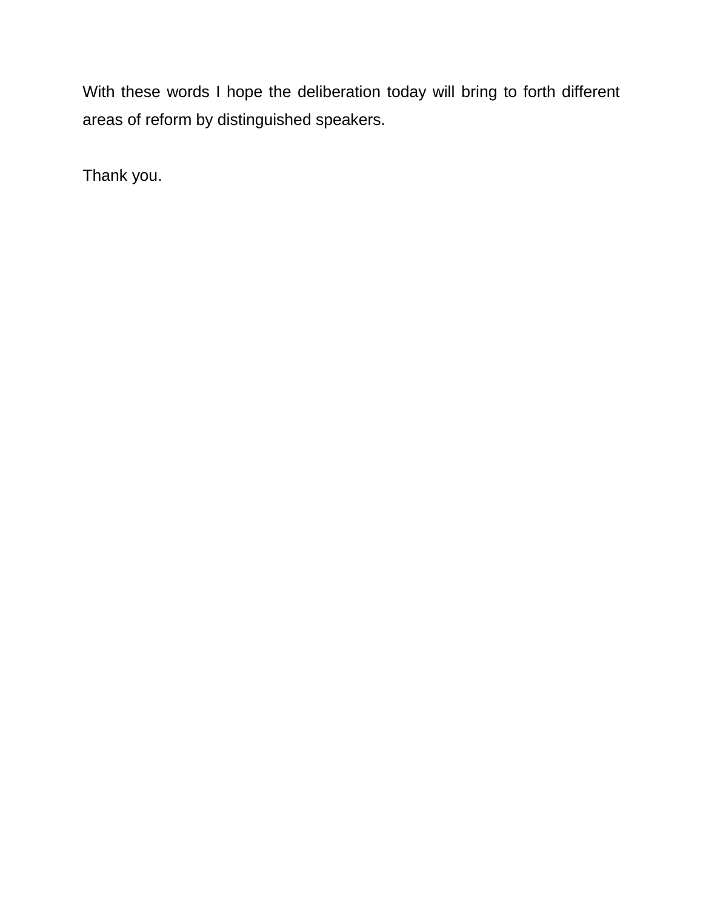With these words I hope the deliberation today will bring to forth different areas of reform by distinguished speakers.

Thank you.